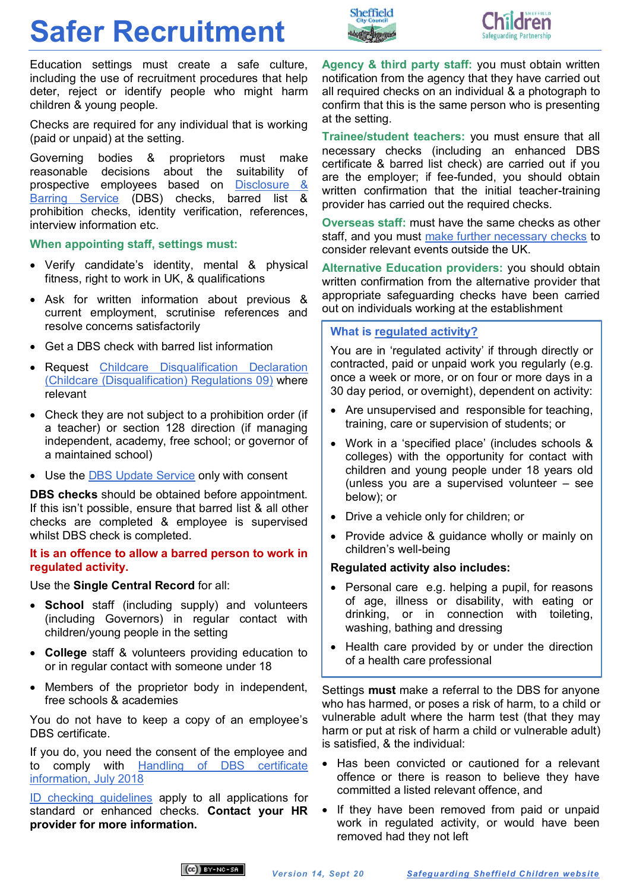# Safer Recruitment

Education settings must create a safe culture, including the use of recruitment procedures that help deter, reject or identify people who might harm children & young people.

Checks are required for any individual that is working (paid or unpaid) at the setting.

Governing bodies & proprietors must make reasonable decisions about the suitability of prospective employees based on Disclosure & Barring Service (DBS) checks, barred list & prohibition checks, identity verification, references, interview information etc.

### When appointing staff, settings must:

- Verify candidate's identity, mental & physical fitness, right to work in UK, & qualifications
- Ask for written information about previous & current employment, scrutinise references and resolve concerns satisfactorily
- Get a DBS check with barred list information
- Request Childcare Disqualification Declaration (Childcare (Disqualification) Regulations 09) where relevant
- Check they are not subject to a prohibition order (if a teacher) or section 128 direction (if managing independent, academy, free school; or governor of a maintained school)
- Use the DBS Update Service only with consent

**DBS checks** should be obtained before appointment. If this isn't possible, ensure that barred list & all other checks are completed & employee is supervised whilst DBS check is completed.

**It is an offence to allow a barred person to work in regulated activity.**

Use the **Single Central Record** for all:

- **School** staff (including supply) and volunteers (including Governors) in regular contact with children/young people in the setting
- **College** staff & volunteers providing education to or in regular contact with someone under 18
- Members of the proprietor body in independent, free schools & academies

You do not have to keep a copy of an employee's DBS certificate.

If you do, you need the consent of the employee and to comply with Handling of DBS certificate information, July 2018

ID checking guidelines apply to all applications for standard or enhanced checks. **Contact your HR provider for more information.**

**Agency & third party staff:** you must obtain written notification from the agency that they have carried out all required checks on an individual & a photograph to confirm that this is the same person who is presenting at the setting.

**Trainee/student teachers:** you must ensure that all necessary checks (including an enhanced DBS certificate & barred list check) are carried out if you are the employer; if fee-funded, you should obtain written confirmation that the initial teacher-training provider has carried out the required checks.

**Overseas staff:** must have the same checks as other staff, and you must make further necessary checks to consider relevant events outside the UK.

**Alternative Education providers:** you should obtain written confirmation from the alternative provider that appropriate safeguarding checks have been carried out on individuals working at the establishment

### What is regulated activity?

You are in 'regulated activity' if through directly or contracted, paid or unpaid work you regularly (e.g. once a week or more, or on four or more days in a 30 day period, or overnight), dependent on activity:

- Are unsupervised and responsible for teaching, training, care or supervision of students; or
- Work in a 'specified place' (includes schools & colleges) with the opportunity for contact with children and young people under 18 years old (unless you are a supervised volunteer – see below); or
- Drive a vehicle only for children; or
- Provide advice & guidance wholly or mainly on children's well-being

**Regulated activity also includes:**

- Personal care e.g. helping a pupil, for reasons of age, illness or disability, with eating or drinking, or in connection with toileting, washing, bathing and dressing
- Health care provided by or under the direction of a health care professional

Settings **must** make a referral to the DBS for anyone who has harmed, or poses a risk of harm, to a child or vulnerable adult where the harm test (that they may harm or put at risk of harm a child or vulnerable adult) is satisfied, & the individual:

- Has been convicted or cautioned for a relevant offence or there is reason to believe they have committed a listed relevant offence, and
- If they have been removed from paid or unpaid work in regulated activity, or would have been removed had they not left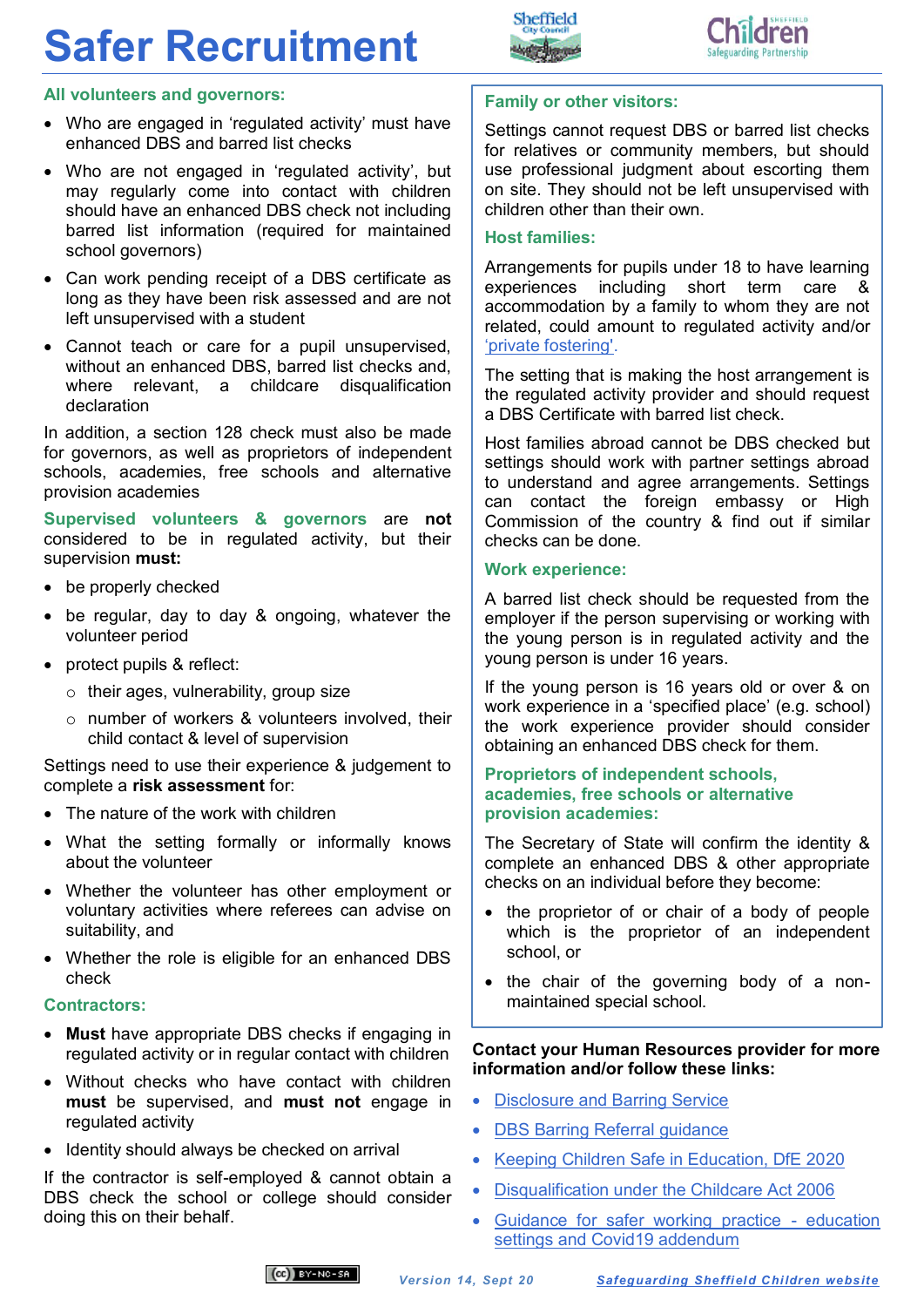# Safer Recruitment

## All volunteers and governors:

- Who are engaged in 'regulated activity' must have enhanced DBS and barred list checks
- Who are not engaged in 'regulated activity', but may regularly come into contact with children should have an enhanced DBS check not including barred list information (required for maintained school governors)
- Can work pending receipt of a DBS certificate as long as they have been risk assessed and are not left unsupervised with a student
- Cannot teach or care for a pupil unsupervised, without an enhanced DBS, barred list checks and, where relevant, a childcare disqualification declaration

In addition, a section 128 check must also be made for governors, as well as proprietors of independent schools, academies, free schools and alternative provision academies

**Supervised volunteers & governors** are **not** considered to be in regulated activity, but their supervision **must:**

- be properly checked
- be regular, day to day & ongoing, whatever the volunteer period
- protect pupils & reflect:
  - their ages, vulnerability, group size
  - number of workers & volunteers involved, their child contact & level of supervision

Settings need to use their experience & judgement to complete a **risk assessment** for:

- The nature of the work with children
- What the setting formally or informally knows about the volunteer
- Whether the volunteer has other employment or voluntary activities where referees can advise on suitability, and
- Whether the role is eligible for an enhanced DBS check

## Contractors:

- **Must** have appropriate DBS checks if engaging in regulated activity or in regular contact with children
- Without checks who have contact with children **must** be supervised, and **must not** engage in regulated activity
- Identity should always be checked on arrival

If the contractor is self-employed & cannot obtain a DBS check the school or college should consider doing this on their behalf.

## Family or other visitors:

Settings cannot request DBS or barred list checks for relatives or community members, but should use professional judgment about escorting them on site. They should not be left unsupervised with children other than their own.

## Host families:

Arrangements for pupils under 18 to have learning experiences including short term care & accommodation by a family to whom they are not related, could amount to regulated activity and/or 'private fostering'.

The setting that is making the host arrangement is the regulated activity provider and should request a DBS Certificate with barred list check.

Host families abroad cannot be DBS checked but settings should work with partner settings abroad to understand and agree arrangements. Settings can contact the foreign embassy or High Commission of the country & find out if similar checks can be done.

## Work experience:

A barred list check should be requested from the employer if the person supervising or working with the young person is in regulated activity and the young person is under 16 years.

If the young person is 16 years old or over & on work experience in a 'specified place' (e.g. school) the work experience provider should consider obtaining an enhanced DBS check for them.

## Proprietors of independent schools, academies, free schools or alternative provision academies:

The Secretary of State will confirm the identity & complete an enhanced DBS & other appropriate checks on an individual before they become:

- the proprietor of or chair of a body of people which is the proprietor of an independent school, or
- the chair of the governing body of a non-maintained special school.

**Contact your Human Resources provider for more information and/or follow these links:**

- Disclosure and Barring Service
- DBS Barring Referral guidance
- Keeping Children Safe in Education, DfE 2020
- Disqualification under the Childcare Act 2006
- Guidance for safer working practice - education settings and Covid19 addendum

Version 14, Sept 20 — Safeguarding Sheffield Children website